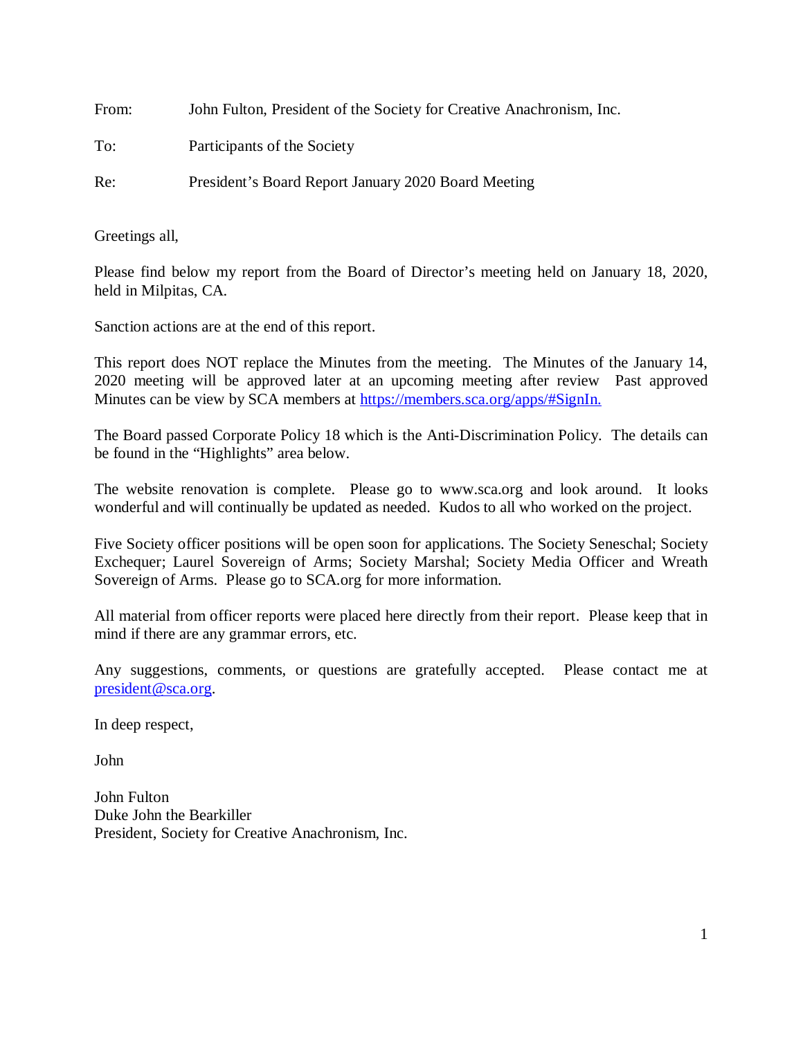From: John Fulton, President of the Society for Creative Anachronism, Inc.

To: Participants of the Society

Re: President's Board Report January 2020 Board Meeting

Greetings all,

Please find below my report from the Board of Director's meeting held on January 18, 2020, held in Milpitas, CA.

Sanction actions are at the end of this report.

This report does NOT replace the Minutes from the meeting. The Minutes of the January 14, 2020 meeting will be approved later at an upcoming meeting after review Past approved Minutes can be view by SCA members at [https://members.sca.org/apps/#SignIn.](https://members.sca.org/apps/#SignIn)

The Board passed Corporate Policy 18 which is the Anti-Discrimination Policy. The details can be found in the "Highlights" area below.

The website renovation is complete. Please go to www.sca.org and look around. It looks wonderful and will continually be updated as needed. Kudos to all who worked on the project.

Five Society officer positions will be open soon for applications. The Society Seneschal; Society Exchequer; Laurel Sovereign of Arms; Society Marshal; Society Media Officer and Wreath Sovereign of Arms. Please go to SCA.org for more information.

All material from officer reports were placed here directly from their report. Please keep that in mind if there are any grammar errors, etc.

Any suggestions, comments, or questions are gratefully accepted. Please contact me at [president@sca.org](mailto:president@sca.org).

In deep respect,

John

John Fulton  
Duke John the Bearkiller  
President, Society for Creative Anachronism, Inc.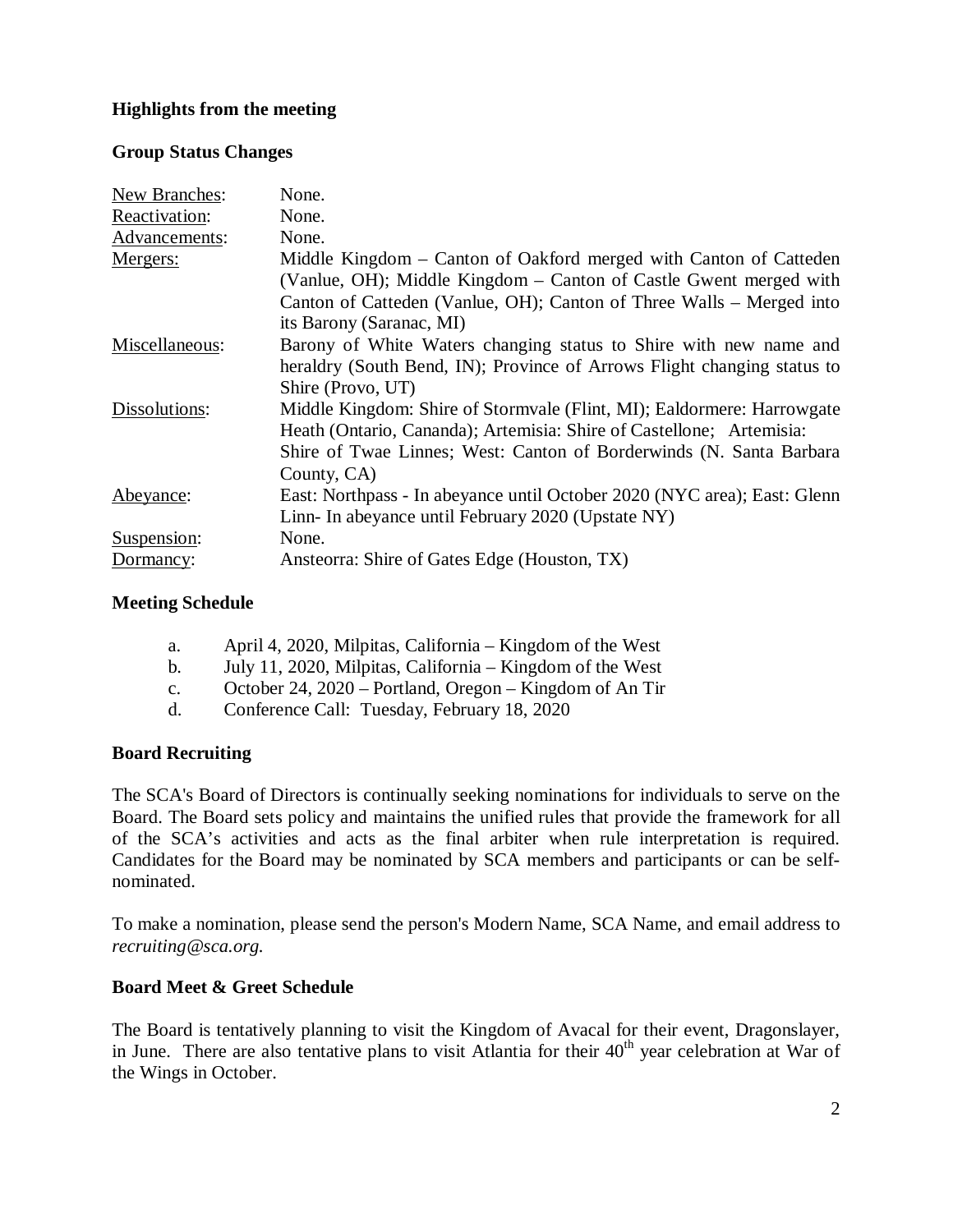### Highlights from the meeting

### Group Status Changes

| | |
|---|---|
| New Branches: | None. |
| Reactivation: | None. |
| Advancements: | None. |
| Mergers: | Middle Kingdom – Canton of Oakford merged with Canton of Catteden (Vanlue, OH); Middle Kingdom – Canton of Castle Gwent merged with Canton of Catteden (Vanlue, OH); Canton of Three Walls – Merged into its Barony (Saranac, MI) |
| Miscellaneous: | Barony of White Waters changing status to Shire with new name and heraldry (South Bend, IN); Province of Arrows Flight changing status to Shire (Provo, UT) |
| Dissolutions: | Middle Kingdom: Shire of Stormvale (Flint, MI); Ealdormere: Harrowgate Heath (Ontario, Cananda); Artemisia: Shire of Castellone; Artemisia: Shire of Twae Linnes; West: Canton of Borderwinds (N. Santa Barbara County, CA) |
| Abeyance: | East: Northpass - In abeyance until October 2020 (NYC area); East: Glenn Linn- In abeyance until February 2020 (Upstate NY) |
| Suspension: | None. |
| Dormancy: | Ansteorra: Shire of Gates Edge (Houston, TX) |

### Meeting Schedule

a. April 4, 2020, Milpitas, California – Kingdom of the West
b. July 11, 2020, Milpitas, California – Kingdom of the West
c. October 24, 2020 – Portland, Oregon – Kingdom of An Tir
d. Conference Call: Tuesday, February 18, 2020

### Board Recruiting

The SCA's Board of Directors is continually seeking nominations for individuals to serve on the Board. The Board sets policy and maintains the unified rules that provide the framework for all of the SCA's activities and acts as the final arbiter when rule interpretation is required. Candidates for the Board may be nominated by SCA members and participants or can be self-nominated.

To make a nomination, please send the person's Modern Name, SCA Name, and email address to *recruiting@sca.org.*

### Board Meet & Greet Schedule

The Board is tentatively planning to visit the Kingdom of Avacal for their event, Dragonslayer, in June. There are also tentative plans to visit Atlantia for their 40th year celebration at War of the Wings in October.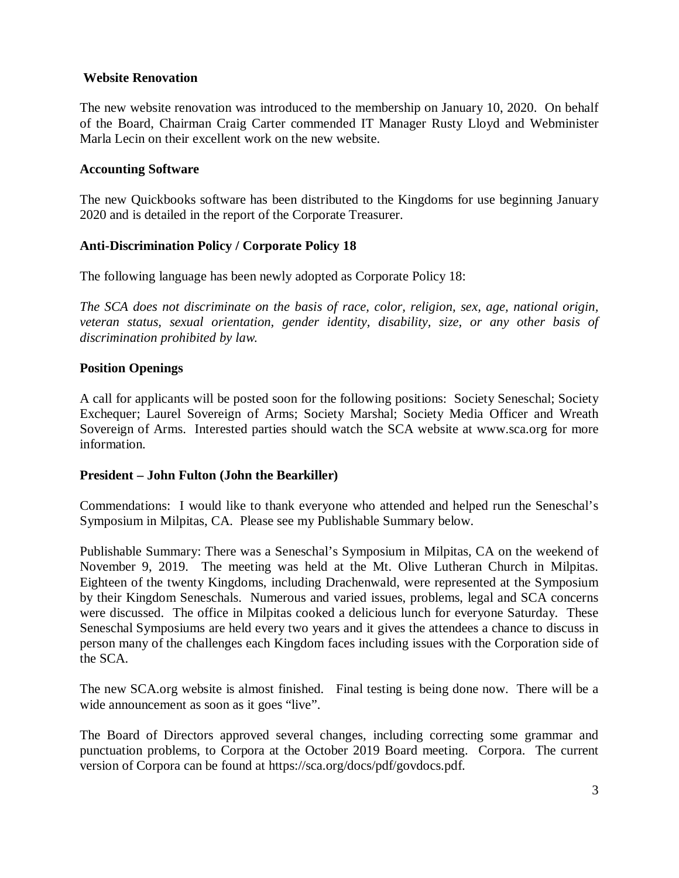### Website Renovation

The new website renovation was introduced to the membership on January 10, 2020. On behalf of the Board, Chairman Craig Carter commended IT Manager Rusty Lloyd and Webminister Marla Lecin on their excellent work on the new website.

### Accounting Software

The new Quickbooks software has been distributed to the Kingdoms for use beginning January 2020 and is detailed in the report of the Corporate Treasurer.

### Anti-Discrimination Policy / Corporate Policy 18

The following language has been newly adopted as Corporate Policy 18:

*The SCA does not discriminate on the basis of race, color, religion, sex, age, national origin, veteran status, sexual orientation, gender identity, disability, size, or any other basis of discrimination prohibited by law.*

### Position Openings

A call for applicants will be posted soon for the following positions: Society Seneschal; Society Exchequer; Laurel Sovereign of Arms; Society Marshal; Society Media Officer and Wreath Sovereign of Arms. Interested parties should watch the SCA website at www.sca.org for more information.

### President – John Fulton (John the Bearkiller)

Commendations: I would like to thank everyone who attended and helped run the Seneschal's Symposium in Milpitas, CA. Please see my Publishable Summary below.

Publishable Summary: There was a Seneschal's Symposium in Milpitas, CA on the weekend of November 9, 2019. The meeting was held at the Mt. Olive Lutheran Church in Milpitas. Eighteen of the twenty Kingdoms, including Drachenwald, were represented at the Symposium by their Kingdom Seneschals. Numerous and varied issues, problems, legal and SCA concerns were discussed. The office in Milpitas cooked a delicious lunch for everyone Saturday. These Seneschal Symposiums are held every two years and it gives the attendees a chance to discuss in person many of the challenges each Kingdom faces including issues with the Corporation side of the SCA.

The new SCA.org website is almost finished. Final testing is being done now. There will be a wide announcement as soon as it goes "live".

The Board of Directors approved several changes, including correcting some grammar and punctuation problems, to Corpora at the October 2019 Board meeting. Corpora. The current version of Corpora can be found at https://sca.org/docs/pdf/govdocs.pdf.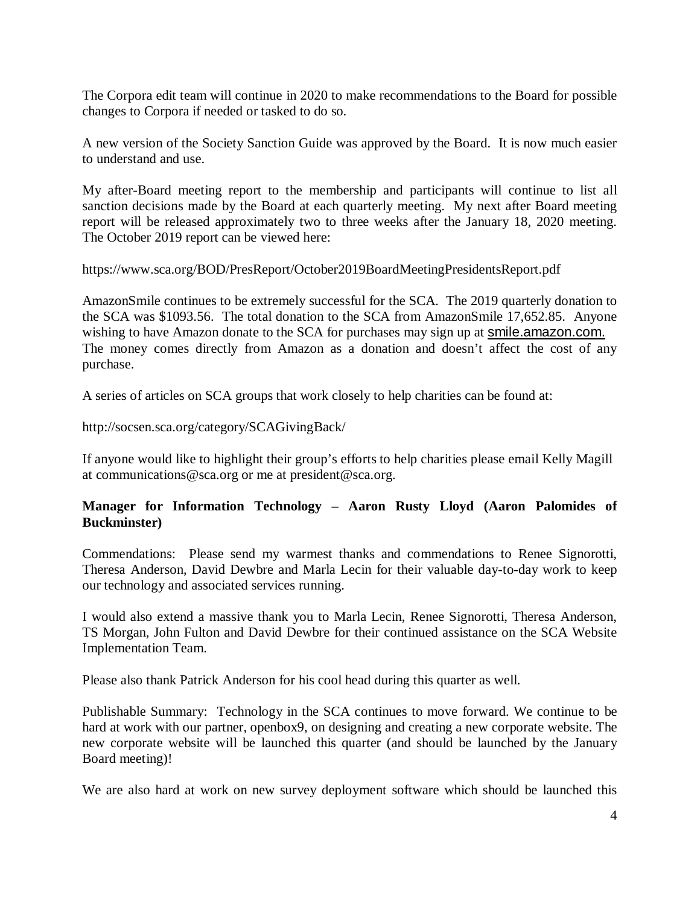The Corpora edit team will continue in 2020 to make recommendations to the Board for possible changes to Corpora if needed or tasked to do so.

A new version of the Society Sanction Guide was approved by the Board. It is now much easier to understand and use.

My after-Board meeting report to the membership and participants will continue to list all sanction decisions made by the Board at each quarterly meeting. My next after Board meeting report will be released approximately two to three weeks after the January 18, 2020 meeting. The October 2019 report can be viewed here:

https://www.sca.org/BOD/PresReport/October2019BoardMeetingPresidentsReport.pdf

AmazonSmile continues to be extremely successful for the SCA. The 2019 quarterly donation to the SCA was $1093.56. The total donation to the SCA from AmazonSmile 17,652.85. Anyone wishing to have Amazon donate to the SCA for purchases may sign up at smile.amazon.com. The money comes directly from Amazon as a donation and doesn't affect the cost of any purchase.

A series of articles on SCA groups that work closely to help charities can be found at:

http://socsen.sca.org/category/SCAGivingBack/

If anyone would like to highlight their group's efforts to help charities please email Kelly Magill at communications@sca.org or me at president@sca.org.

**Manager for Information Technology – Aaron Rusty Lloyd (Aaron Palomides of Buckminster)**

Commendations: Please send my warmest thanks and commendations to Renee Signorotti, Theresa Anderson, David Dewbre and Marla Lecin for their valuable day-to-day work to keep our technology and associated services running.

I would also extend a massive thank you to Marla Lecin, Renee Signorotti, Theresa Anderson, TS Morgan, John Fulton and David Dewbre for their continued assistance on the SCA Website Implementation Team.

Please also thank Patrick Anderson for his cool head during this quarter as well.

Publishable Summary: Technology in the SCA continues to move forward. We continue to be hard at work with our partner, openbox9, on designing and creating a new corporate website. The new corporate website will be launched this quarter (and should be launched by the January Board meeting)!

We are also hard at work on new survey deployment software which should be launched this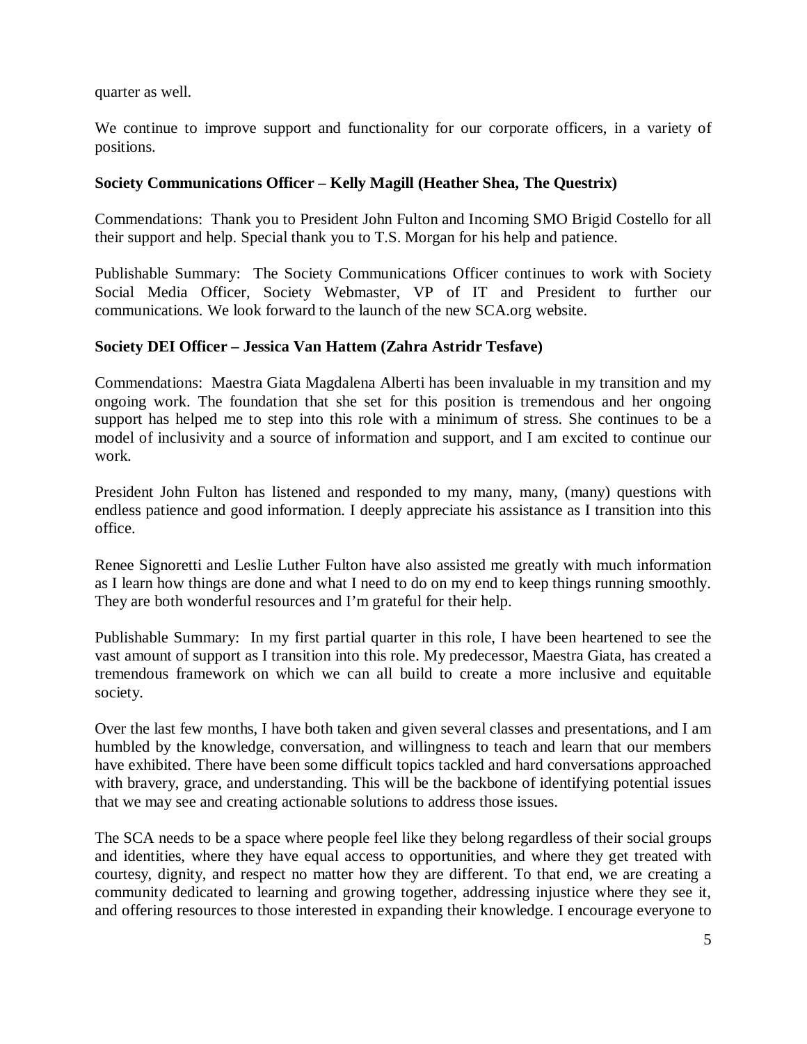quarter as well.

We continue to improve support and functionality for our corporate officers, in a variety of positions.

**Society Communications Officer – Kelly Magill (Heather Shea, The Questrix)**

Commendations: Thank you to President John Fulton and Incoming SMO Brigid Costello for all their support and help. Special thank you to T.S. Morgan for his help and patience.

Publishable Summary: The Society Communications Officer continues to work with Society Social Media Officer, Society Webmaster, VP of IT and President to further our communications. We look forward to the launch of the new SCA.org website.

**Society DEI Officer – Jessica Van Hattem (Zahra Astridr Tesfave)**

Commendations: Maestra Giata Magdalena Alberti has been invaluable in my transition and my ongoing work. The foundation that she set for this position is tremendous and her ongoing support has helped me to step into this role with a minimum of stress. She continues to be a model of inclusivity and a source of information and support, and I am excited to continue our work.

President John Fulton has listened and responded to my many, many, (many) questions with endless patience and good information. I deeply appreciate his assistance as I transition into this office.

Renee Signoretti and Leslie Luther Fulton have also assisted me greatly with much information as I learn how things are done and what I need to do on my end to keep things running smoothly. They are both wonderful resources and I'm grateful for their help.

Publishable Summary: In my first partial quarter in this role, I have been heartened to see the vast amount of support as I transition into this role. My predecessor, Maestra Giata, has created a tremendous framework on which we can all build to create a more inclusive and equitable society.

Over the last few months, I have both taken and given several classes and presentations, and I am humbled by the knowledge, conversation, and willingness to teach and learn that our members have exhibited. There have been some difficult topics tackled and hard conversations approached with bravery, grace, and understanding. This will be the backbone of identifying potential issues that we may see and creating actionable solutions to address those issues.

The SCA needs to be a space where people feel like they belong regardless of their social groups and identities, where they have equal access to opportunities, and where they get treated with courtesy, dignity, and respect no matter how they are different. To that end, we are creating a community dedicated to learning and growing together, addressing injustice where they see it, and offering resources to those interested in expanding their knowledge. I encourage everyone to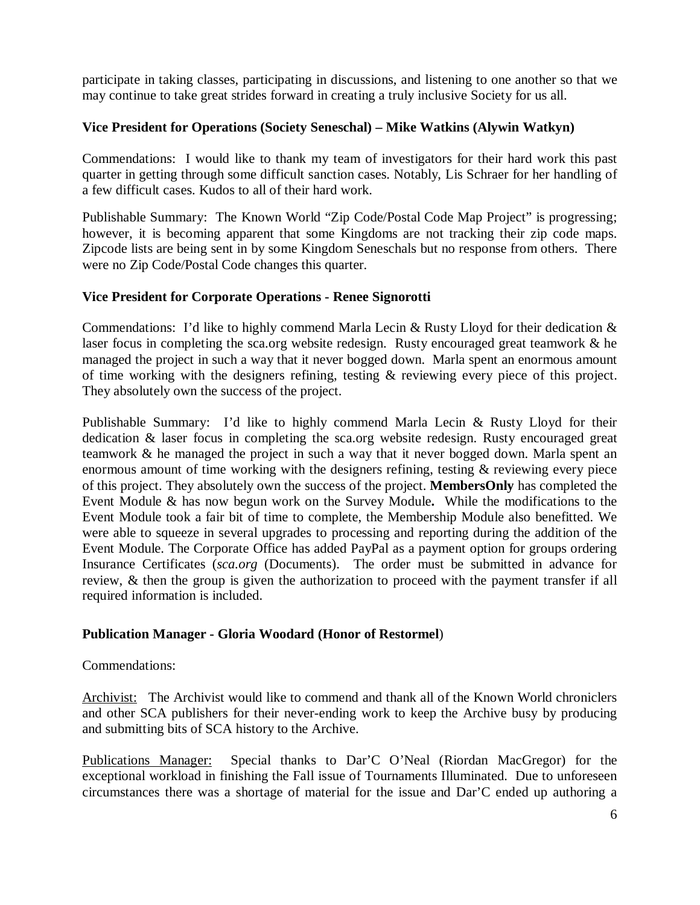participate in taking classes, participating in discussions, and listening to one another so that we may continue to take great strides forward in creating a truly inclusive Society for us all.

**Vice President for Operations (Society Seneschal) – Mike Watkins (Alywin Watkyn)**

Commendations: I would like to thank my team of investigators for their hard work this past quarter in getting through some difficult sanction cases. Notably, Lis Schraer for her handling of a few difficult cases. Kudos to all of their hard work.

Publishable Summary: The Known World "Zip Code/Postal Code Map Project" is progressing; however, it is becoming apparent that some Kingdoms are not tracking their zip code maps. Zipcode lists are being sent in by some Kingdom Seneschals but no response from others. There were no Zip Code/Postal Code changes this quarter.

**Vice President for Corporate Operations - Renee Signorotti**

Commendations: I'd like to highly commend Marla Lecin & Rusty Lloyd for their dedication & laser focus in completing the sca.org website redesign. Rusty encouraged great teamwork & he managed the project in such a way that it never bogged down. Marla spent an enormous amount of time working with the designers refining, testing & reviewing every piece of this project. They absolutely own the success of the project.

Publishable Summary: I'd like to highly commend Marla Lecin & Rusty Lloyd for their dedication & laser focus in completing the sca.org website redesign. Rusty encouraged great teamwork & he managed the project in such a way that it never bogged down. Marla spent an enormous amount of time working with the designers refining, testing & reviewing every piece of this project. They absolutely own the success of the project. **MembersOnly** has completed the Event Module & has now begun work on the Survey Module**.** While the modifications to the Event Module took a fair bit of time to complete, the Membership Module also benefitted. We were able to squeeze in several upgrades to processing and reporting during the addition of the Event Module. The Corporate Office has added PayPal as a payment option for groups ordering Insurance Certificates (*sca.org* (Documents). The order must be submitted in advance for review, & then the group is given the authorization to proceed with the payment transfer if all required information is included.

**Publication Manager - Gloria Woodard (Honor of Restormel**)

Commendations:

Archivist: The Archivist would like to commend and thank all of the Known World chroniclers and other SCA publishers for their never-ending work to keep the Archive busy by producing and submitting bits of SCA history to the Archive.

Publications Manager: Special thanks to Dar'C O'Neal (Riordan MacGregor) for the exceptional workload in finishing the Fall issue of Tournaments Illuminated. Due to unforeseen circumstances there was a shortage of material for the issue and Dar'C ended up authoring a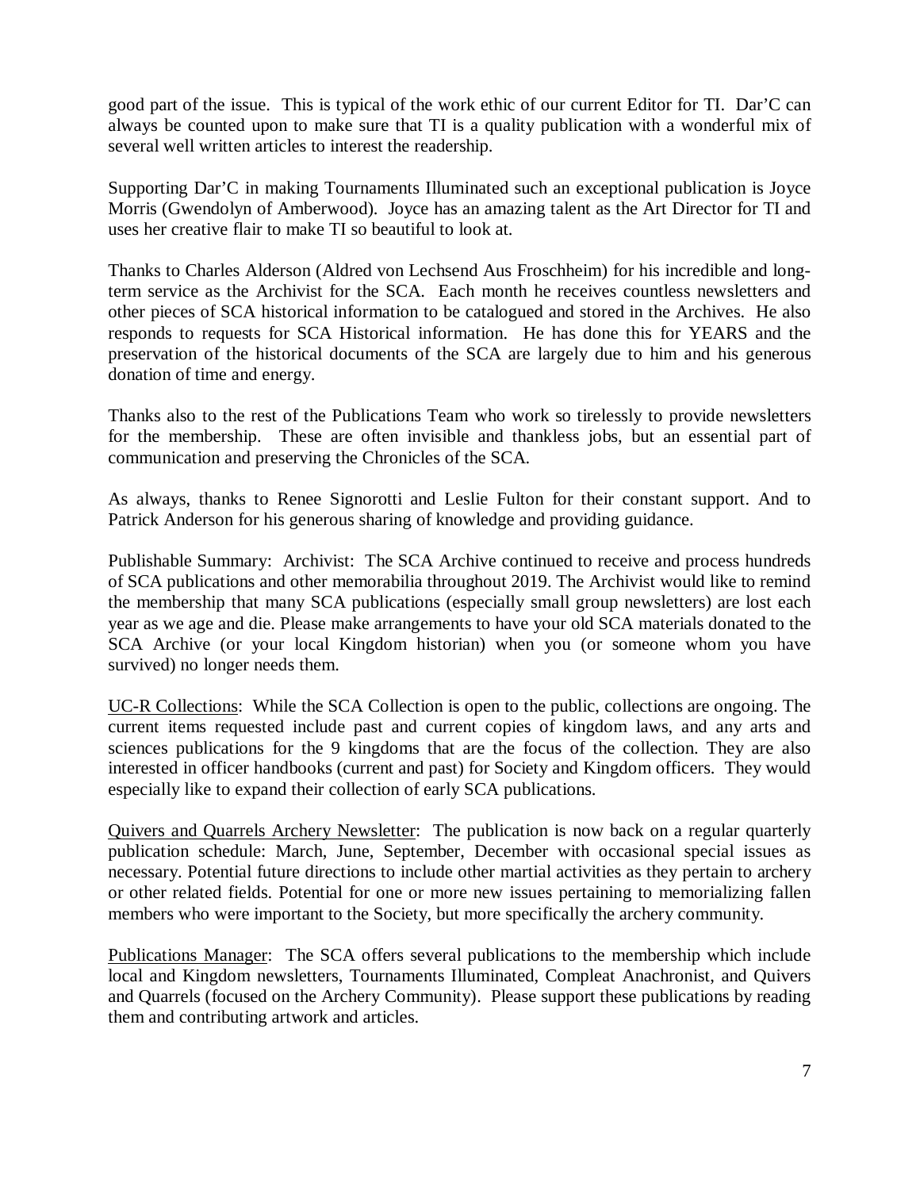good part of the issue. This is typical of the work ethic of our current Editor for TI. Dar'C can always be counted upon to make sure that TI is a quality publication with a wonderful mix of several well written articles to interest the readership.

Supporting Dar'C in making Tournaments Illuminated such an exceptional publication is Joyce Morris (Gwendolyn of Amberwood). Joyce has an amazing talent as the Art Director for TI and uses her creative flair to make TI so beautiful to look at.

Thanks to Charles Alderson (Aldred von Lechsend Aus Froschheim) for his incredible and long-term service as the Archivist for the SCA. Each month he receives countless newsletters and other pieces of SCA historical information to be catalogued and stored in the Archives. He also responds to requests for SCA Historical information. He has done this for YEARS and the preservation of the historical documents of the SCA are largely due to him and his generous donation of time and energy.

Thanks also to the rest of the Publications Team who work so tirelessly to provide newsletters for the membership. These are often invisible and thankless jobs, but an essential part of communication and preserving the Chronicles of the SCA.

As always, thanks to Renee Signorotti and Leslie Fulton for their constant support. And to Patrick Anderson for his generous sharing of knowledge and providing guidance.

Publishable Summary: Archivist: The SCA Archive continued to receive and process hundreds of SCA publications and other memorabilia throughout 2019. The Archivist would like to remind the membership that many SCA publications (especially small group newsletters) are lost each year as we age and die. Please make arrangements to have your old SCA materials donated to the SCA Archive (or your local Kingdom historian) when you (or someone whom you have survived) no longer needs them.

UC-R Collections: While the SCA Collection is open to the public, collections are ongoing. The current items requested include past and current copies of kingdom laws, and any arts and sciences publications for the 9 kingdoms that are the focus of the collection. They are also interested in officer handbooks (current and past) for Society and Kingdom officers. They would especially like to expand their collection of early SCA publications.

Quivers and Quarrels Archery Newsletter: The publication is now back on a regular quarterly publication schedule: March, June, September, December with occasional special issues as necessary. Potential future directions to include other martial activities as they pertain to archery or other related fields. Potential for one or more new issues pertaining to memorializing fallen members who were important to the Society, but more specifically the archery community.

Publications Manager: The SCA offers several publications to the membership which include local and Kingdom newsletters, Tournaments Illuminated, Compleat Anachronist, and Quivers and Quarrels (focused on the Archery Community). Please support these publications by reading them and contributing artwork and articles.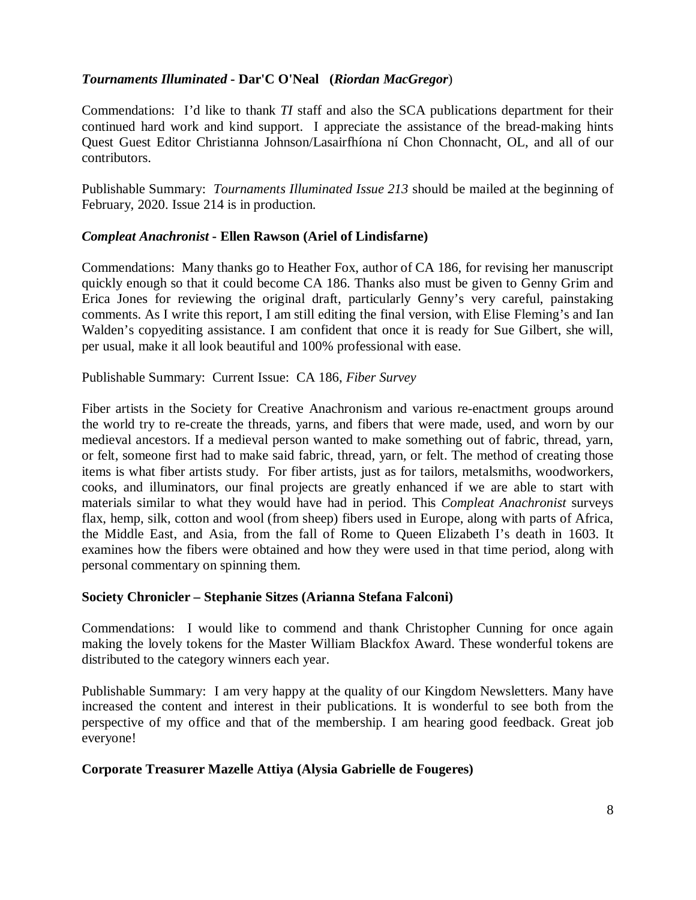***Tournaments Illuminated* - Dar'C O'Neal (*Riordan MacGregor*)**

Commendations: I'd like to thank *TI* staff and also the SCA publications department for their continued hard work and kind support. I appreciate the assistance of the bread-making hints Quest Guest Editor Christianna Johnson/Lasairfhíona ní Chon Chonnacht, OL, and all of our contributors.

Publishable Summary: *Tournaments Illuminated Issue 213* should be mailed at the beginning of February, 2020. Issue 214 is in production.

***Compleat Anachronist* - Ellen Rawson (Ariel of Lindisfarne)**

Commendations: Many thanks go to Heather Fox, author of CA 186, for revising her manuscript quickly enough so that it could become CA 186. Thanks also must be given to Genny Grim and Erica Jones for reviewing the original draft, particularly Genny's very careful, painstaking comments. As I write this report, I am still editing the final version, with Elise Fleming's and Ian Walden's copyediting assistance. I am confident that once it is ready for Sue Gilbert, she will, per usual, make it all look beautiful and 100% professional with ease.

Publishable Summary: Current Issue: CA 186, *Fiber Survey*

Fiber artists in the Society for Creative Anachronism and various re-enactment groups around the world try to re-create the threads, yarns, and fibers that were made, used, and worn by our medieval ancestors. If a medieval person wanted to make something out of fabric, thread, yarn, or felt, someone first had to make said fabric, thread, yarn, or felt. The method of creating those items is what fiber artists study. For fiber artists, just as for tailors, metalsmiths, woodworkers, cooks, and illuminators, our final projects are greatly enhanced if we are able to start with materials similar to what they would have had in period. This *Compleat Anachronist* surveys flax, hemp, silk, cotton and wool (from sheep) fibers used in Europe, along with parts of Africa, the Middle East, and Asia, from the fall of Rome to Queen Elizabeth I's death in 1603. It examines how the fibers were obtained and how they were used in that time period, along with personal commentary on spinning them.

**Society Chronicler – Stephanie Sitzes (Arianna Stefana Falconi)**

Commendations: I would like to commend and thank Christopher Cunning for once again making the lovely tokens for the Master William Blackfox Award. These wonderful tokens are distributed to the category winners each year.

Publishable Summary: I am very happy at the quality of our Kingdom Newsletters. Many have increased the content and interest in their publications. It is wonderful to see both from the perspective of my office and that of the membership. I am hearing good feedback. Great job everyone!

**Corporate Treasurer Mazelle Attiya (Alysia Gabrielle de Fougeres)**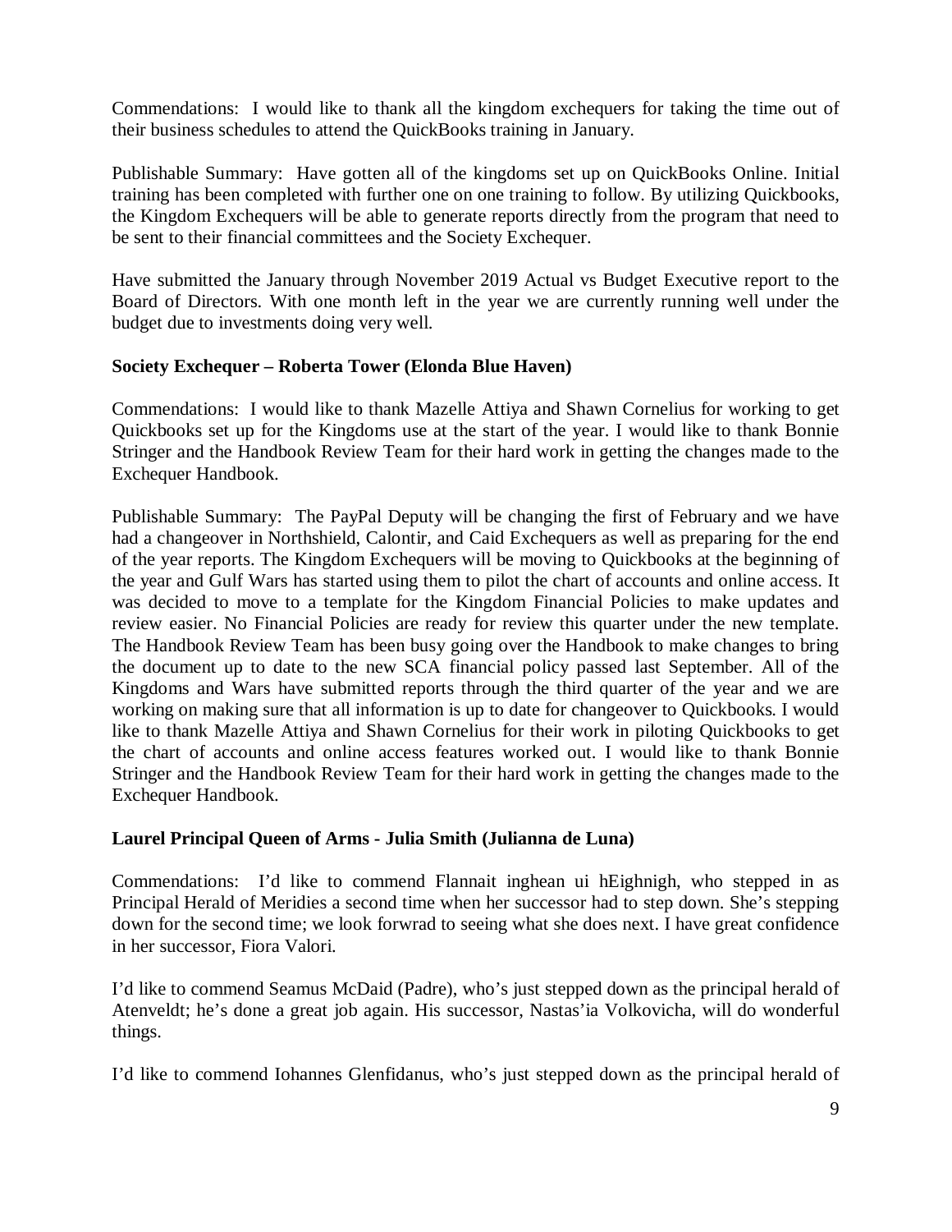Commendations: I would like to thank all the kingdom exchequers for taking the time out of their business schedules to attend the QuickBooks training in January.

Publishable Summary: Have gotten all of the kingdoms set up on QuickBooks Online. Initial training has been completed with further one on one training to follow. By utilizing Quickbooks, the Kingdom Exchequers will be able to generate reports directly from the program that need to be sent to their financial committees and the Society Exchequer.

Have submitted the January through November 2019 Actual vs Budget Executive report to the Board of Directors. With one month left in the year we are currently running well under the budget due to investments doing very well.

**Society Exchequer – Roberta Tower (Elonda Blue Haven)**

Commendations: I would like to thank Mazelle Attiya and Shawn Cornelius for working to get Quickbooks set up for the Kingdoms use at the start of the year. I would like to thank Bonnie Stringer and the Handbook Review Team for their hard work in getting the changes made to the Exchequer Handbook.

Publishable Summary: The PayPal Deputy will be changing the first of February and we have had a changeover in Northshield, Calontir, and Caid Exchequers as well as preparing for the end of the year reports. The Kingdom Exchequers will be moving to Quickbooks at the beginning of the year and Gulf Wars has started using them to pilot the chart of accounts and online access. It was decided to move to a template for the Kingdom Financial Policies to make updates and review easier. No Financial Policies are ready for review this quarter under the new template. The Handbook Review Team has been busy going over the Handbook to make changes to bring the document up to date to the new SCA financial policy passed last September. All of the Kingdoms and Wars have submitted reports through the third quarter of the year and we are working on making sure that all information is up to date for changeover to Quickbooks. I would like to thank Mazelle Attiya and Shawn Cornelius for their work in piloting Quickbooks to get the chart of accounts and online access features worked out. I would like to thank Bonnie Stringer and the Handbook Review Team for their hard work in getting the changes made to the Exchequer Handbook.

**Laurel Principal Queen of Arms - Julia Smith (Julianna de Luna)**

Commendations: I'd like to commend Flannait inghean ui hEighnigh, who stepped in as Principal Herald of Meridies a second time when her successor had to step down. She's stepping down for the second time; we look forwrad to seeing what she does next. I have great confidence in her successor, Fiora Valori.

I'd like to commend Seamus McDaid (Padre), who's just stepped down as the principal herald of Atenveldt; he's done a great job again. His successor, Nastas'ia Volkovicha, will do wonderful things.

I'd like to commend Iohannes Glenfidanus, who's just stepped down as the principal herald of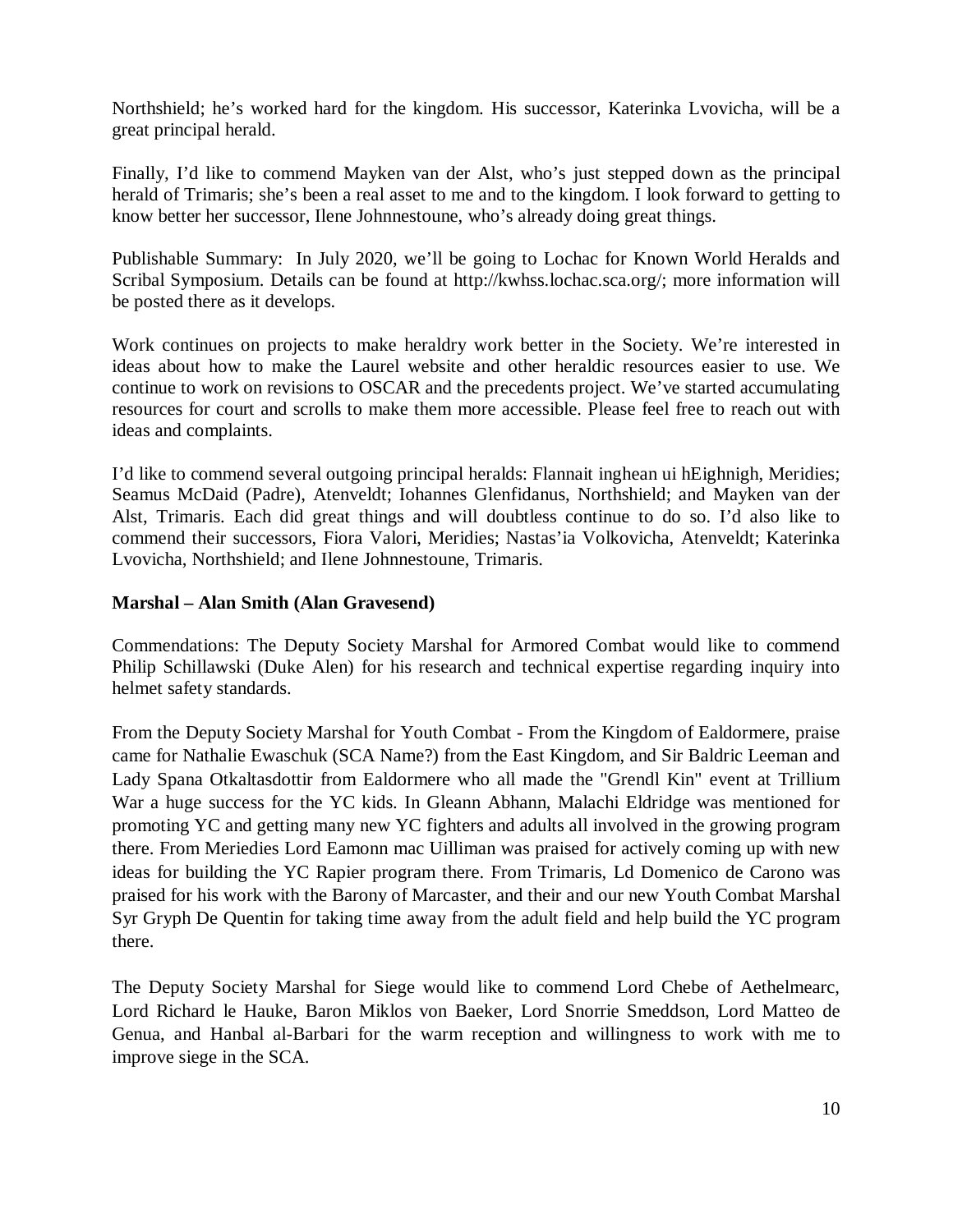Northshield; he's worked hard for the kingdom. His successor, Katerinka Lvovicha, will be a great principal herald.

Finally, I'd like to commend Mayken van der Alst, who's just stepped down as the principal herald of Trimaris; she's been a real asset to me and to the kingdom. I look forward to getting to know better her successor, Ilene Johnnestoune, who's already doing great things.

Publishable Summary: In July 2020, we'll be going to Lochac for Known World Heralds and Scribal Symposium. Details can be found at http://kwhss.lochac.sca.org/; more information will be posted there as it develops.

Work continues on projects to make heraldry work better in the Society. We're interested in ideas about how to make the Laurel website and other heraldic resources easier to use. We continue to work on revisions to OSCAR and the precedents project. We've started accumulating resources for court and scrolls to make them more accessible. Please feel free to reach out with ideas and complaints.

I'd like to commend several outgoing principal heralds: Flannait inghean ui hEighnigh, Meridies; Seamus McDaid (Padre), Atenveldt; Iohannes Glenfidanus, Northshield; and Mayken van der Alst, Trimaris. Each did great things and will doubtless continue to do so. I'd also like to commend their successors, Fiora Valori, Meridies; Nastas'ia Volkovicha, Atenveldt; Katerinka Lvovicha, Northshield; and Ilene Johnnestoune, Trimaris.

**Marshal – Alan Smith (Alan Gravesend)**

Commendations: The Deputy Society Marshal for Armored Combat would like to commend Philip Schillawski (Duke Alen) for his research and technical expertise regarding inquiry into helmet safety standards.

From the Deputy Society Marshal for Youth Combat - From the Kingdom of Ealdormere, praise came for Nathalie Ewaschuk (SCA Name?) from the East Kingdom, and Sir Baldric Leeman and Lady Spana Otkaltasdottir from Ealdormere who all made the "Grendl Kin" event at Trillium War a huge success for the YC kids. In Gleann Abhann, Malachi Eldridge was mentioned for promoting YC and getting many new YC fighters and adults all involved in the growing program there. From Meriedies Lord Eamonn mac Uilliman was praised for actively coming up with new ideas for building the YC Rapier program there. From Trimaris, Ld Domenico de Carono was praised for his work with the Barony of Marcaster, and their and our new Youth Combat Marshal Syr Gryph De Quentin for taking time away from the adult field and help build the YC program there.

The Deputy Society Marshal for Siege would like to commend Lord Chebe of Aethelmearc, Lord Richard le Hauke, Baron Miklos von Baeker, Lord Snorrie Smeddson, Lord Matteo de Genua, and Hanbal al-Barbari for the warm reception and willingness to work with me to improve siege in the SCA.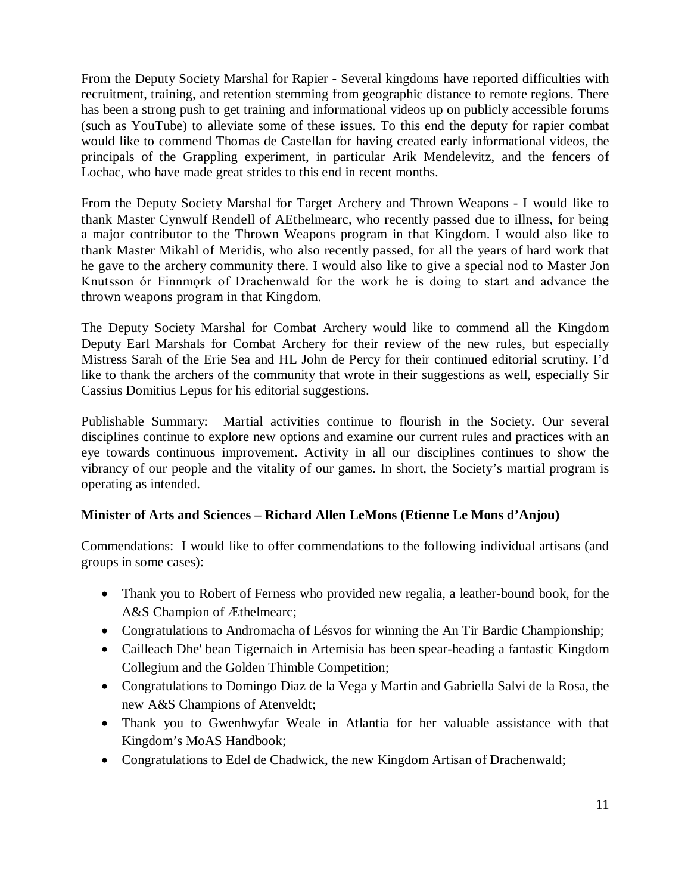From the Deputy Society Marshal for Rapier - Several kingdoms have reported difficulties with recruitment, training, and retention stemming from geographic distance to remote regions. There has been a strong push to get training and informational videos up on publicly accessible forums (such as YouTube) to alleviate some of these issues. To this end the deputy for rapier combat would like to commend Thomas de Castellan for having created early informational videos, the principals of the Grappling experiment, in particular Arik Mendelevitz, and the fencers of Lochac, who have made great strides to this end in recent months.

From the Deputy Society Marshal for Target Archery and Thrown Weapons - I would like to thank Master Cynwulf Rendell of AEthelmearc, who recently passed due to illness, for being a major contributor to the Thrown Weapons program in that Kingdom. I would also like to thank Master Mikahl of Meridis, who also recently passed, for all the years of hard work that he gave to the archery community there. I would also like to give a special nod to Master Jon Knutsson ór Finnmǫrk of Drachenwald for the work he is doing to start and advance the thrown weapons program in that Kingdom.

The Deputy Society Marshal for Combat Archery would like to commend all the Kingdom Deputy Earl Marshals for Combat Archery for their review of the new rules, but especially Mistress Sarah of the Erie Sea and HL John de Percy for their continued editorial scrutiny. I'd like to thank the archers of the community that wrote in their suggestions as well, especially Sir Cassius Domitius Lepus for his editorial suggestions.

Publishable Summary: Martial activities continue to flourish in the Society. Our several disciplines continue to explore new options and examine our current rules and practices with an eye towards continuous improvement. Activity in all our disciplines continues to show the vibrancy of our people and the vitality of our games. In short, the Society's martial program is operating as intended.

**Minister of Arts and Sciences – Richard Allen LeMons (Etienne Le Mons d'Anjou)**

Commendations: I would like to offer commendations to the following individual artisans (and groups in some cases):

- Thank you to Robert of Ferness who provided new regalia, a leather-bound book, for the A&S Champion of Æthelmearc;
- Congratulations to Andromacha of Lésvos for winning the An Tir Bardic Championship;
- Cailleach Dhe' bean Tigernaich in Artemisia has been spear-heading a fantastic Kingdom Collegium and the Golden Thimble Competition;
- Congratulations to Domingo Diaz de la Vega y Martin and Gabriella Salvi de la Rosa, the new A&S Champions of Atenveldt;
- Thank you to Gwenhwyfar Weale in Atlantia for her valuable assistance with that Kingdom's MoAS Handbook;
- Congratulations to Edel de Chadwick, the new Kingdom Artisan of Drachenwald;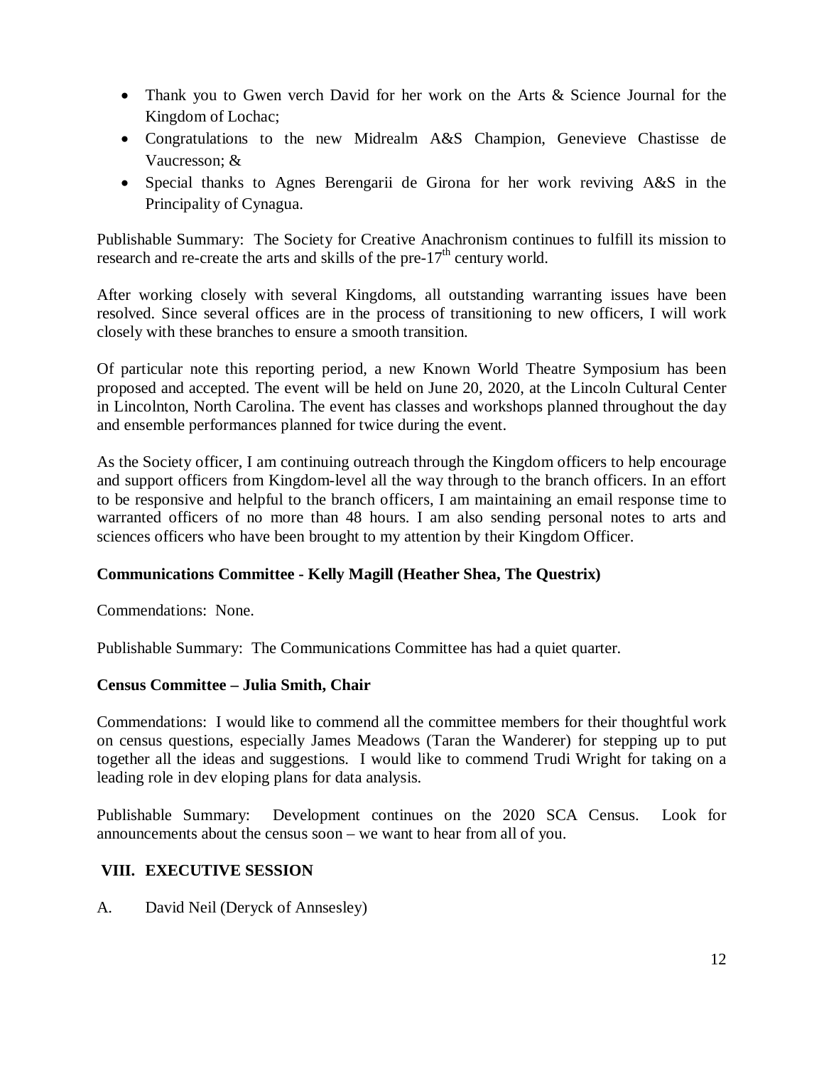- Thank you to Gwen verch David for her work on the Arts & Science Journal for the Kingdom of Lochac;
- Congratulations to the new Midrealm A&S Champion, Genevieve Chastisse de Vaucresson; &
- Special thanks to Agnes Berengarii de Girona for her work reviving A&S in the Principality of Cynagua.

Publishable Summary: The Society for Creative Anachronism continues to fulfill its mission to research and re-create the arts and skills of the pre-17th century world.

After working closely with several Kingdoms, all outstanding warranting issues have been resolved. Since several offices are in the process of transitioning to new officers, I will work closely with these branches to ensure a smooth transition.

Of particular note this reporting period, a new Known World Theatre Symposium has been proposed and accepted. The event will be held on June 20, 2020, at the Lincoln Cultural Center in Lincolnton, North Carolina. The event has classes and workshops planned throughout the day and ensemble performances planned for twice during the event.

As the Society officer, I am continuing outreach through the Kingdom officers to help encourage and support officers from Kingdom-level all the way through to the branch officers. In an effort to be responsive and helpful to the branch officers, I am maintaining an email response time to warranted officers of no more than 48 hours. I am also sending personal notes to arts and sciences officers who have been brought to my attention by their Kingdom Officer.

**Communications Committee - Kelly Magill (Heather Shea, The Questrix)**

Commendations: None.

Publishable Summary: The Communications Committee has had a quiet quarter.

**Census Committee – Julia Smith, Chair**

Commendations: I would like to commend all the committee members for their thoughtful work on census questions, especially James Meadows (Taran the Wanderer) for stepping up to put together all the ideas and suggestions. I would like to commend Trudi Wright for taking on a leading role in dev eloping plans for data analysis.

Publishable Summary: Development continues on the 2020 SCA Census. Look for announcements about the census soon – we want to hear from all of you.

## VIII. EXECUTIVE SESSION

A. David Neil (Deryck of Annsesley)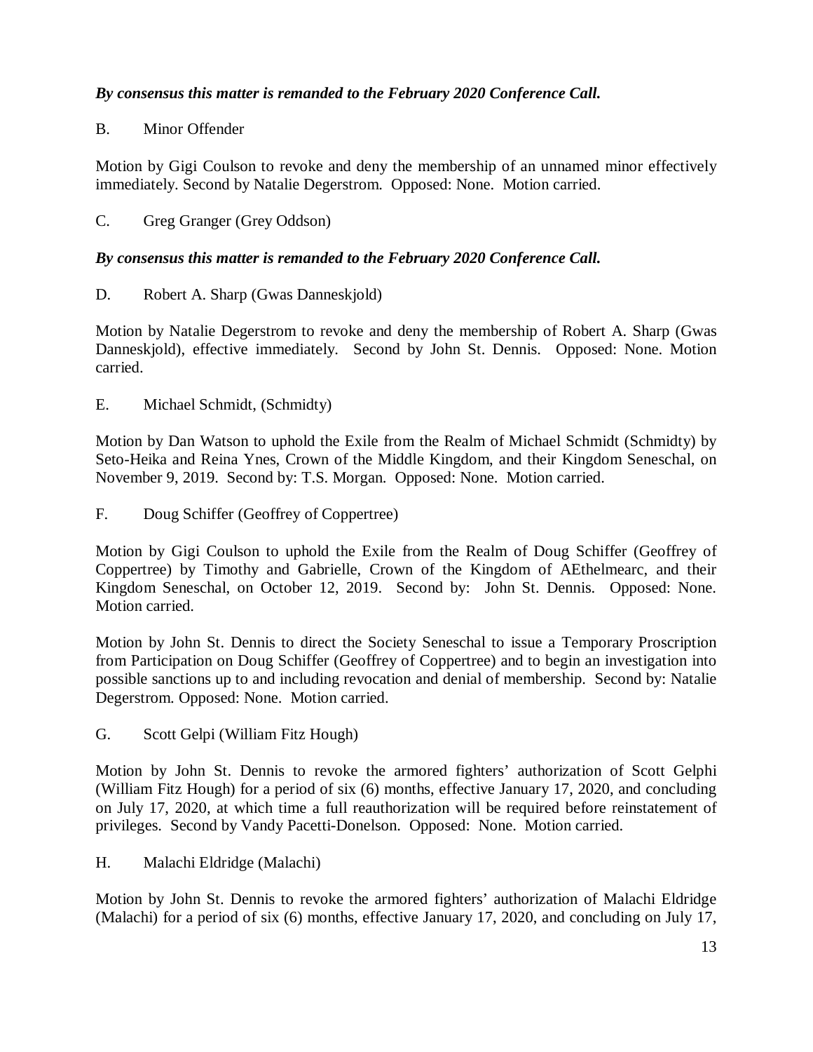***By consensus this matter is remanded to the February 2020 Conference Call.***

B. Minor Offender

Motion by Gigi Coulson to revoke and deny the membership of an unnamed minor effectively immediately. Second by Natalie Degerstrom. Opposed: None. Motion carried.

C. Greg Granger (Grey Oddson)

***By consensus this matter is remanded to the February 2020 Conference Call.***

D. Robert A. Sharp (Gwas Danneskjold)

Motion by Natalie Degerstrom to revoke and deny the membership of Robert A. Sharp (Gwas Danneskjold), effective immediately. Second by John St. Dennis. Opposed: None. Motion carried.

E. Michael Schmidt, (Schmidty)

Motion by Dan Watson to uphold the Exile from the Realm of Michael Schmidt (Schmidty) by Seto-Heika and Reina Ynes, Crown of the Middle Kingdom, and their Kingdom Seneschal, on November 9, 2019. Second by: T.S. Morgan. Opposed: None. Motion carried.

F. Doug Schiffer (Geoffrey of Coppertree)

Motion by Gigi Coulson to uphold the Exile from the Realm of Doug Schiffer (Geoffrey of Coppertree) by Timothy and Gabrielle, Crown of the Kingdom of AEthelmearc, and their Kingdom Seneschal, on October 12, 2019. Second by: John St. Dennis. Opposed: None. Motion carried.

Motion by John St. Dennis to direct the Society Seneschal to issue a Temporary Proscription from Participation on Doug Schiffer (Geoffrey of Coppertree) and to begin an investigation into possible sanctions up to and including revocation and denial of membership. Second by: Natalie Degerstrom. Opposed: None. Motion carried.

G. Scott Gelpi (William Fitz Hough)

Motion by John St. Dennis to revoke the armored fighters' authorization of Scott Gelphi (William Fitz Hough) for a period of six (6) months, effective January 17, 2020, and concluding on July 17, 2020, at which time a full reauthorization will be required before reinstatement of privileges. Second by Vandy Pacetti-Donelson. Opposed: None. Motion carried.

H. Malachi Eldridge (Malachi)

Motion by John St. Dennis to revoke the armored fighters' authorization of Malachi Eldridge (Malachi) for a period of six (6) months, effective January 17, 2020, and concluding on July 17,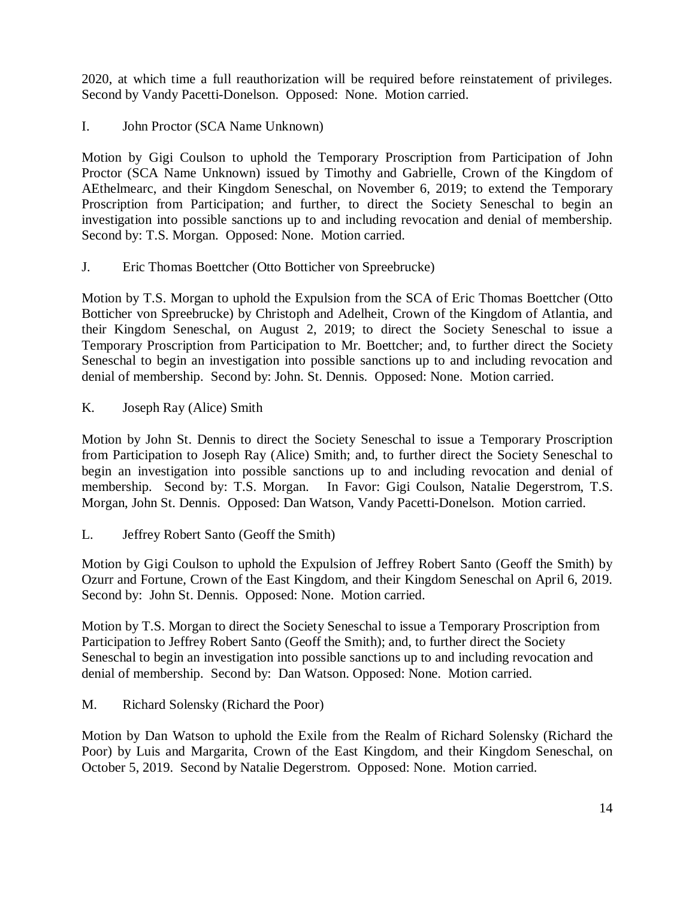2020, at which time a full reauthorization will be required before reinstatement of privileges. Second by Vandy Pacetti-Donelson. Opposed: None. Motion carried.

I. John Proctor (SCA Name Unknown)

Motion by Gigi Coulson to uphold the Temporary Proscription from Participation of John Proctor (SCA Name Unknown) issued by Timothy and Gabrielle, Crown of the Kingdom of AEthelmearc, and their Kingdom Seneschal, on November 6, 2019; to extend the Temporary Proscription from Participation; and further, to direct the Society Seneschal to begin an investigation into possible sanctions up to and including revocation and denial of membership. Second by: T.S. Morgan. Opposed: None. Motion carried.

J. Eric Thomas Boettcher (Otto Botticher von Spreebrucke)

Motion by T.S. Morgan to uphold the Expulsion from the SCA of Eric Thomas Boettcher (Otto Botticher von Spreebrucke) by Christoph and Adelheit, Crown of the Kingdom of Atlantia, and their Kingdom Seneschal, on August 2, 2019; to direct the Society Seneschal to issue a Temporary Proscription from Participation to Mr. Boettcher; and, to further direct the Society Seneschal to begin an investigation into possible sanctions up to and including revocation and denial of membership. Second by: John. St. Dennis. Opposed: None. Motion carried.

K. Joseph Ray (Alice) Smith

Motion by John St. Dennis to direct the Society Seneschal to issue a Temporary Proscription from Participation to Joseph Ray (Alice) Smith; and, to further direct the Society Seneschal to begin an investigation into possible sanctions up to and including revocation and denial of membership. Second by: T.S. Morgan. In Favor: Gigi Coulson, Natalie Degerstrom, T.S. Morgan, John St. Dennis. Opposed: Dan Watson, Vandy Pacetti-Donelson. Motion carried.

L. Jeffrey Robert Santo (Geoff the Smith)

Motion by Gigi Coulson to uphold the Expulsion of Jeffrey Robert Santo (Geoff the Smith) by Ozurr and Fortune, Crown of the East Kingdom, and their Kingdom Seneschal on April 6, 2019. Second by: John St. Dennis. Opposed: None. Motion carried.

Motion by T.S. Morgan to direct the Society Seneschal to issue a Temporary Proscription from Participation to Jeffrey Robert Santo (Geoff the Smith); and, to further direct the Society Seneschal to begin an investigation into possible sanctions up to and including revocation and denial of membership. Second by: Dan Watson. Opposed: None. Motion carried.

M. Richard Solensky (Richard the Poor)

Motion by Dan Watson to uphold the Exile from the Realm of Richard Solensky (Richard the Poor) by Luis and Margarita, Crown of the East Kingdom, and their Kingdom Seneschal, on October 5, 2019. Second by Natalie Degerstrom. Opposed: None. Motion carried.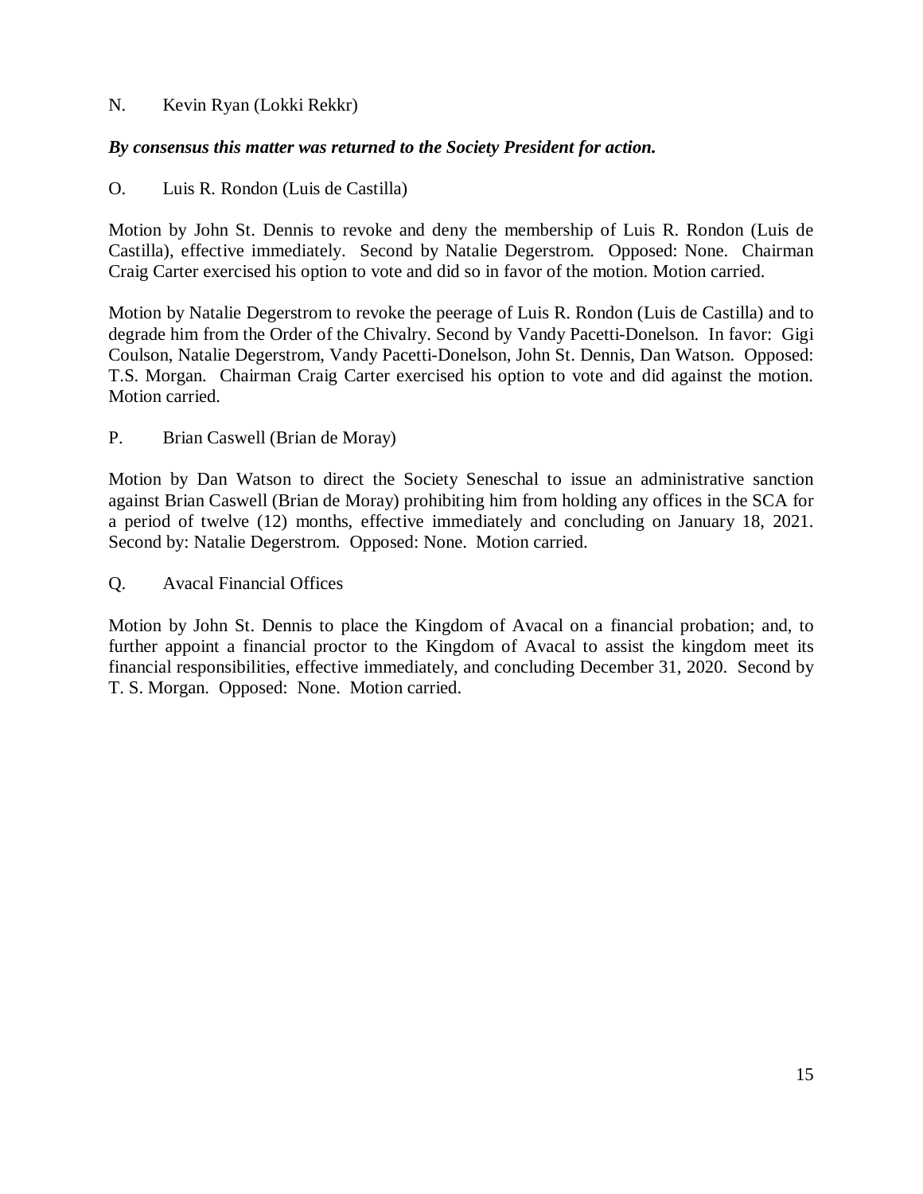N. Kevin Ryan (Lokki Rekkr)

***By consensus this matter was returned to the Society President for action.***

O. Luis R. Rondon (Luis de Castilla)

Motion by John St. Dennis to revoke and deny the membership of Luis R. Rondon (Luis de Castilla), effective immediately. Second by Natalie Degerstrom. Opposed: None. Chairman Craig Carter exercised his option to vote and did so in favor of the motion. Motion carried.

Motion by Natalie Degerstrom to revoke the peerage of Luis R. Rondon (Luis de Castilla) and to degrade him from the Order of the Chivalry. Second by Vandy Pacetti-Donelson. In favor: Gigi Coulson, Natalie Degerstrom, Vandy Pacetti-Donelson, John St. Dennis, Dan Watson. Opposed: T.S. Morgan. Chairman Craig Carter exercised his option to vote and did against the motion. Motion carried.

P. Brian Caswell (Brian de Moray)

Motion by Dan Watson to direct the Society Seneschal to issue an administrative sanction against Brian Caswell (Brian de Moray) prohibiting him from holding any offices in the SCA for a period of twelve (12) months, effective immediately and concluding on January 18, 2021. Second by: Natalie Degerstrom. Opposed: None. Motion carried.

Q. Avacal Financial Offices

Motion by John St. Dennis to place the Kingdom of Avacal on a financial probation; and, to further appoint a financial proctor to the Kingdom of Avacal to assist the kingdom meet its financial responsibilities, effective immediately, and concluding December 31, 2020. Second by T. S. Morgan. Opposed: None. Motion carried.